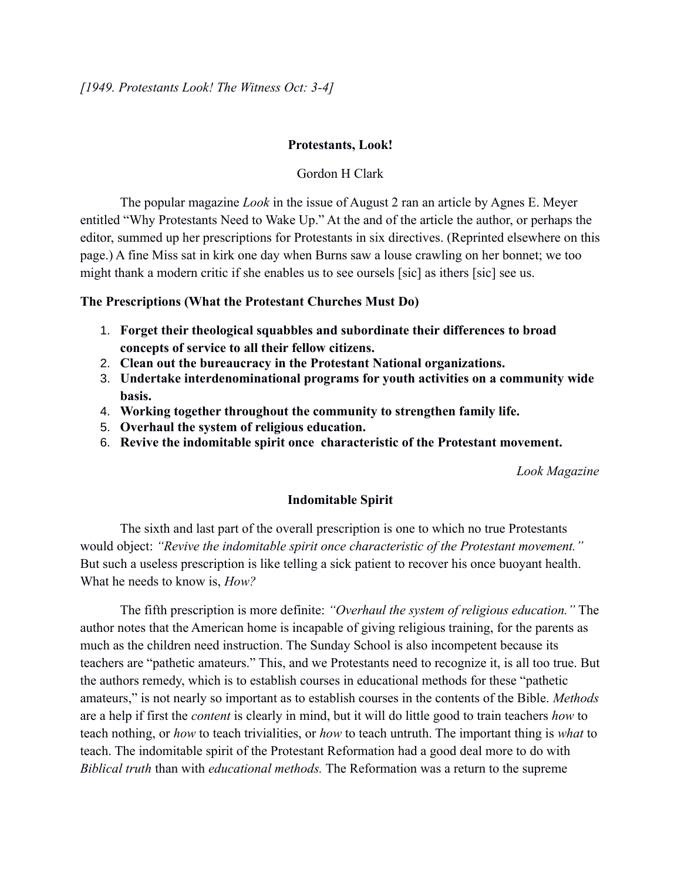*[1949. Protestants Look! The Witness Oct: 3-4]*

# Protestants, Look!

Gordon H Clark

The popular magazine *Look* in the issue of August 2 ran an article by Agnes E. Meyer entitled "Why Protestants Need to Wake Up." At the and of the article the author, or perhaps the editor, summed up her prescriptions for Protestants in six directives. (Reprinted elsewhere on this page.) A fine Miss sat in kirk one day when Burns saw a louse crawling on her bonnet; we too might thank a modern critic if she enables us to see oursels [sic] as ithers [sic] see us.

## The Prescriptions (What the Protestant Churches Must Do)

1. **Forget their theological squabbles and subordinate their differences to broad concepts of service to all their fellow citizens.**
2. **Clean out the bureaucracy in the Protestant National organizations.**
3. **Undertake interdenominational programs for youth activities on a community wide basis.**
4. **Working together throughout the community to strengthen family life.**
5. **Overhaul the system of religious education.**
6. **Revive the indomitable spirit once characteristic of the Protestant movement.**

*Look Magazine*

## Indomitable Spirit

The sixth and last part of the overall prescription is one to which no true Protestants would object: *"Revive the indomitable spirit once characteristic of the Protestant movement."* But such a useless prescription is like telling a sick patient to recover his once buoyant health. What he needs to know is, *How?*

The fifth prescription is more definite: *"Overhaul the system of religious education."* The author notes that the American home is incapable of giving religious training, for the parents as much as the children need instruction. The Sunday School is also incompetent because its teachers are "pathetic amateurs." This, and we Protestants need to recognize it, is all too true. But the authors remedy, which is to establish courses in educational methods for these "pathetic amateurs," is not nearly so important as to establish courses in the contents of the Bible. *Methods* are a help if first the *content* is clearly in mind, but it will do little good to train teachers *how* to teach nothing, or *how* to teach trivialities, or *how* to teach untruth. The important thing is *what* to teach. The indomitable spirit of the Protestant Reformation had a good deal more to do with *Biblical truth* than with *educational methods.* The Reformation was a return to the supreme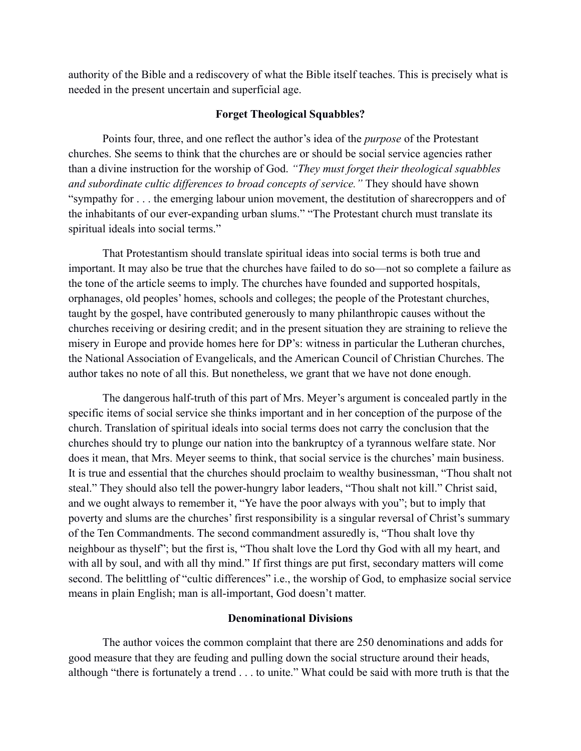authority of the Bible and a rediscovery of what the Bible itself teaches. This is precisely what is needed in the present uncertain and superficial age.

**Forget Theological Squabbles?**

Points four, three, and one reflect the author's idea of the *purpose* of the Protestant churches. She seems to think that the churches are or should be social service agencies rather than a divine instruction for the worship of God. *"They must forget their theological squabbles and subordinate cultic differences to broad concepts of service."* They should have shown "sympathy for . . . the emerging labour union movement, the destitution of sharecroppers and of the inhabitants of our ever-expanding urban slums." "The Protestant church must translate its spiritual ideals into social terms."

That Protestantism should translate spiritual ideas into social terms is both true and important. It may also be true that the churches have failed to do so—not so complete a failure as the tone of the article seems to imply. The churches have founded and supported hospitals, orphanages, old peoples' homes, schools and colleges; the people of the Protestant churches, taught by the gospel, have contributed generously to many philanthropic causes without the churches receiving or desiring credit; and in the present situation they are straining to relieve the misery in Europe and provide homes here for DP's: witness in particular the Lutheran churches, the National Association of Evangelicals, and the American Council of Christian Churches. The author takes no note of all this. But nonetheless, we grant that we have not done enough.

The dangerous half-truth of this part of Mrs. Meyer's argument is concealed partly in the specific items of social service she thinks important and in her conception of the purpose of the church. Translation of spiritual ideals into social terms does not carry the conclusion that the churches should try to plunge our nation into the bankruptcy of a tyrannous welfare state. Nor does it mean, that Mrs. Meyer seems to think, that social service is the churches' main business. It is true and essential that the churches should proclaim to wealthy businessman, "Thou shalt not steal." They should also tell the power-hungry labor leaders, "Thou shalt not kill." Christ said, and we ought always to remember it, "Ye have the poor always with you"; but to imply that poverty and slums are the churches' first responsibility is a singular reversal of Christ's summary of the Ten Commandments. The second commandment assuredly is, "Thou shalt love thy neighbour as thyself"; but the first is, "Thou shalt love the Lord thy God with all my heart, and with all by soul, and with all thy mind." If first things are put first, secondary matters will come second. The belittling of "cultic differences" i.e., the worship of God, to emphasize social service means in plain English; man is all-important, God doesn't matter.

**Denominational Divisions**

The author voices the common complaint that there are 250 denominations and adds for good measure that they are feuding and pulling down the social structure around their heads, although "there is fortunately a trend . . . to unite." What could be said with more truth is that the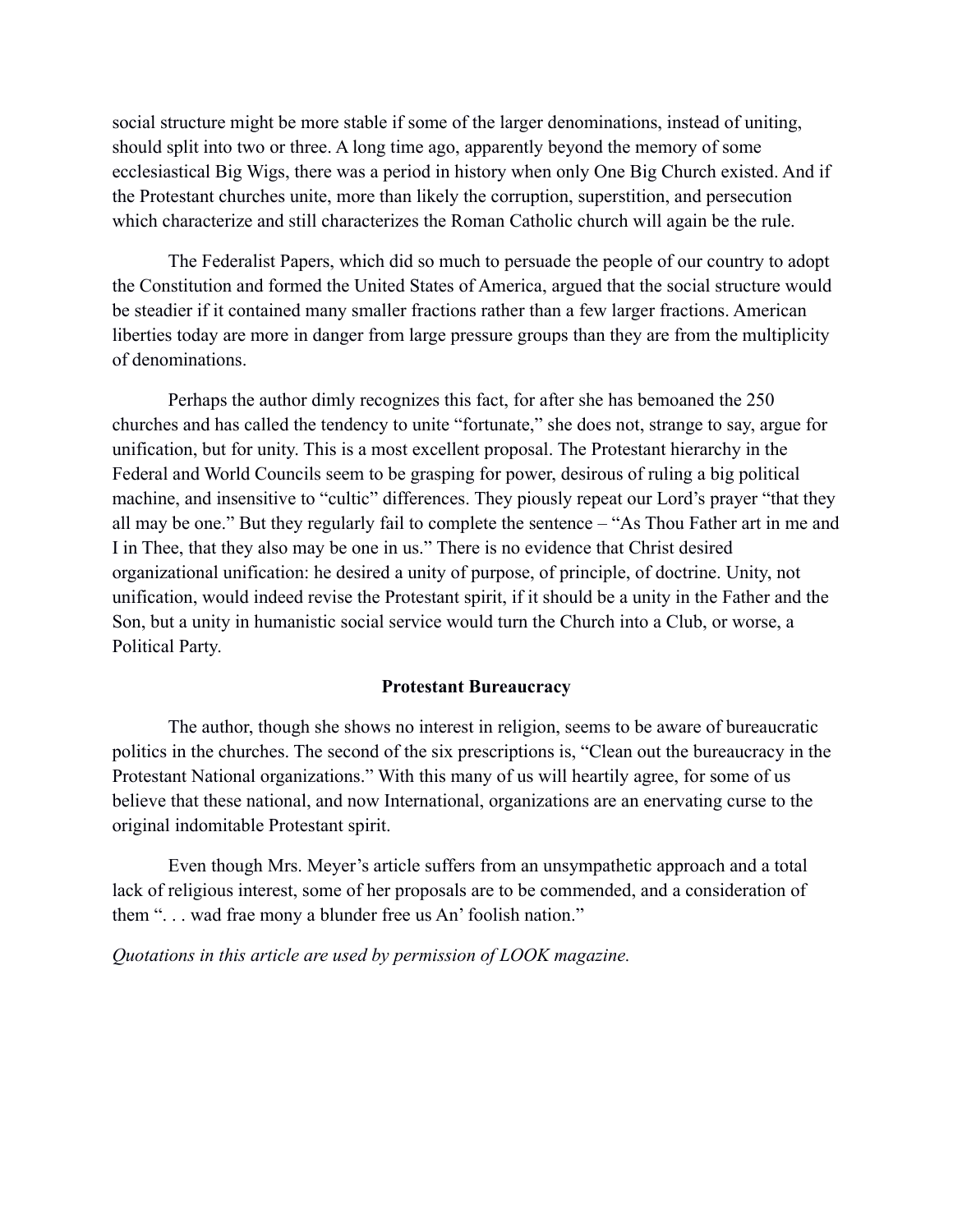social structure might be more stable if some of the larger denominations, instead of uniting, should split into two or three. A long time ago, apparently beyond the memory of some ecclesiastical Big Wigs, there was a period in history when only One Big Church existed. And if the Protestant churches unite, more than likely the corruption, superstition, and persecution which characterize and still characterizes the Roman Catholic church will again be the rule.

The Federalist Papers, which did so much to persuade the people of our country to adopt the Constitution and formed the United States of America, argued that the social structure would be steadier if it contained many smaller fractions rather than a few larger fractions. American liberties today are more in danger from large pressure groups than they are from the multiplicity of denominations.

Perhaps the author dimly recognizes this fact, for after she has bemoaned the 250 churches and has called the tendency to unite "fortunate," she does not, strange to say, argue for unification, but for unity. This is a most excellent proposal. The Protestant hierarchy in the Federal and World Councils seem to be grasping for power, desirous of ruling a big political machine, and insensitive to "cultic" differences. They piously repeat our Lord's prayer "that they all may be one." But they regularly fail to complete the sentence – "As Thou Father art in me and I in Thee, that they also may be one in us." There is no evidence that Christ desired organizational unification: he desired a unity of purpose, of principle, of doctrine. Unity, not unification, would indeed revise the Protestant spirit, if it should be a unity in the Father and the Son, but a unity in humanistic social service would turn the Church into a Club, or worse, a Political Party.

**Protestant Bureaucracy**

The author, though she shows no interest in religion, seems to be aware of bureaucratic politics in the churches. The second of the six prescriptions is, "Clean out the bureaucracy in the Protestant National organizations." With this many of us will heartily agree, for some of us believe that these national, and now International, organizations are an enervating curse to the original indomitable Protestant spirit.

Even though Mrs. Meyer's article suffers from an unsympathetic approach and a total lack of religious interest, some of her proposals are to be commended, and a consideration of them ". . . wad frae mony a blunder free us An' foolish nation."

*Quotations in this article are used by permission of LOOK magazine.*